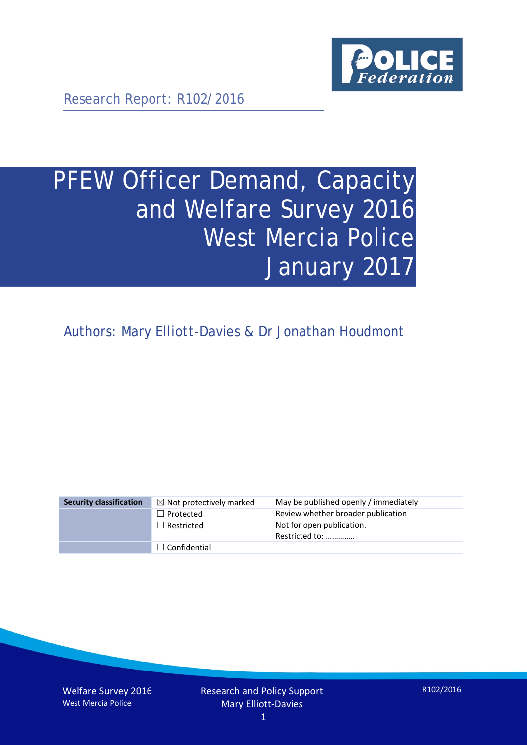Research Report: R102/2016

# PFEW Officer Demand, Capacity and Welfare Survey 2016 West Mercia Police January 2017

Authors: Mary Elliott-Davies & Dr Jonathan Houdmont

| Security classification | ☒ Not protectively marked | May be published openly / immediately |
|---|---|---|
| | ☐ Protected | Review whether broader publication |
| | ☐ Restricted | Not for open publication. Restricted to: ………….. |
| | ☐ Confidential | |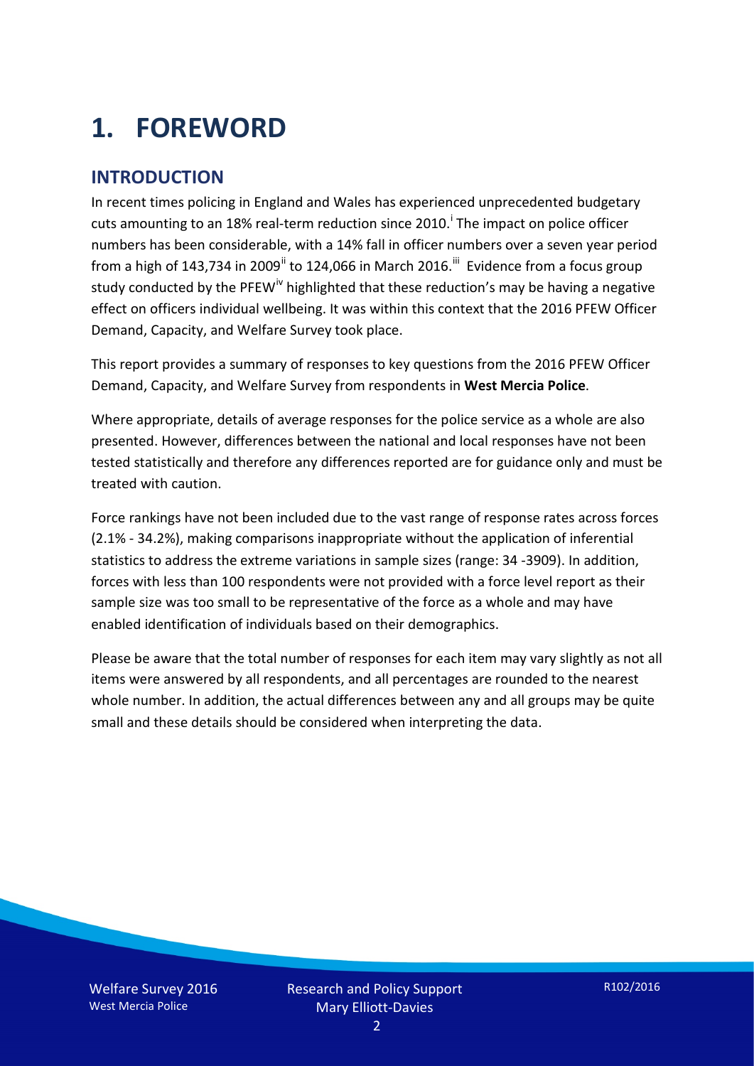# 1. FOREWORD

## INTRODUCTION

In recent times policing in England and Wales has experienced unprecedented budgetary cuts amounting to an 18% real-term reduction since 2010.[i] The impact on police officer numbers has been considerable, with a 14% fall in officer numbers over a seven year period from a high of 143,734 in 2009[ii] to 124,066 in March 2016.[iii] Evidence from a focus group study conducted by the PFEW[iv] highlighted that these reduction's may be having a negative effect on officers individual wellbeing. It was within this context that the 2016 PFEW Officer Demand, Capacity, and Welfare Survey took place.

This report provides a summary of responses to key questions from the 2016 PFEW Officer Demand, Capacity, and Welfare Survey from respondents in **West Mercia Police**.

Where appropriate, details of average responses for the police service as a whole are also presented. However, differences between the national and local responses have not been tested statistically and therefore any differences reported are for guidance only and must be treated with caution.

Force rankings have not been included due to the vast range of response rates across forces (2.1% - 34.2%), making comparisons inappropriate without the application of inferential statistics to address the extreme variations in sample sizes (range: 34 -3909). In addition, forces with less than 100 respondents were not provided with a force level report as their sample size was too small to be representative of the force as a whole and may have enabled identification of individuals based on their demographics.

Please be aware that the total number of responses for each item may vary slightly as not all items were answered by all respondents, and all percentages are rounded to the nearest whole number. In addition, the actual differences between any and all groups may be quite small and these details should be considered when interpreting the data.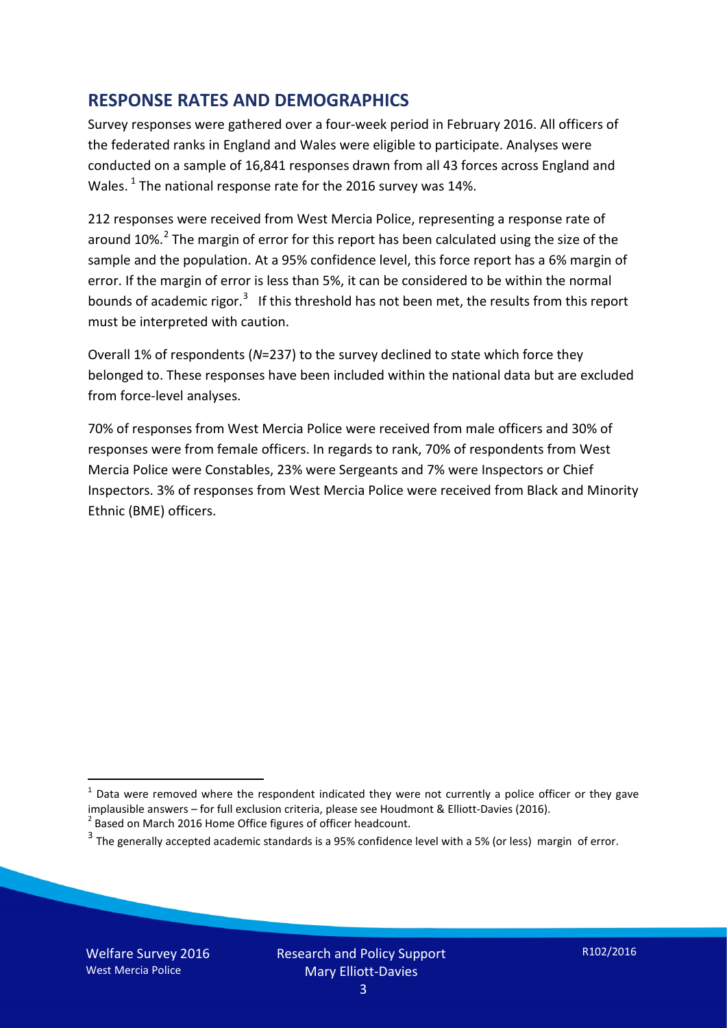## RESPONSE RATES AND DEMOGRAPHICS

Survey responses were gathered over a four-week period in February 2016. All officers of the federated ranks in England and Wales were eligible to participate. Analyses were conducted on a sample of 16,841 responses drawn from all 43 forces across England and Wales. [1] The national response rate for the 2016 survey was 14%.

212 responses were received from West Mercia Police, representing a response rate of around 10%.[2] The margin of error for this report has been calculated using the size of the sample and the population. At a 95% confidence level, this force report has a 6% margin of error. If the margin of error is less than 5%, it can be considered to be within the normal bounds of academic rigor.[3] If this threshold has not been met, the results from this report must be interpreted with caution.

Overall 1% of respondents (*N*=237) to the survey declined to state which force they belonged to. These responses have been included within the national data but are excluded from force-level analyses.

70% of responses from West Mercia Police were received from male officers and 30% of responses were from female officers. In regards to rank, 70% of respondents from West Mercia Police were Constables, 23% were Sergeants and 7% were Inspectors or Chief Inspectors. 3% of responses from West Mercia Police were received from Black and Minority Ethnic (BME) officers.

[1] Data were removed where the respondent indicated they were not currently a police officer or they gave implausible answers – for full exclusion criteria, please see Houdmont & Elliott-Davies (2016).

[2] Based on March 2016 Home Office figures of officer headcount.

[3] The generally accepted academic standards is a 95% confidence level with a 5% (or less) margin of error.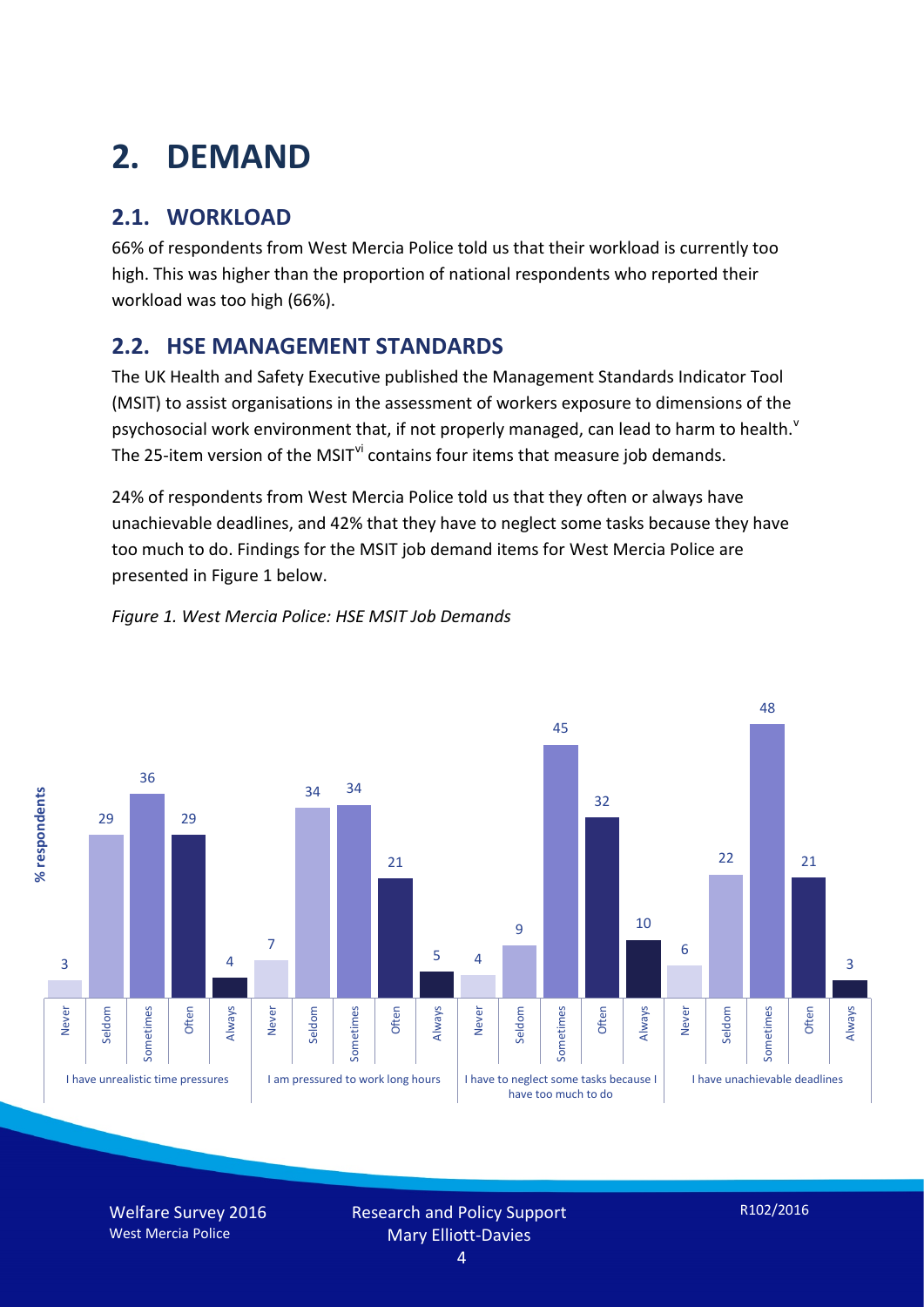# 2. DEMAND

## 2.1. WORKLOAD

66% of respondents from West Mercia Police told us that their workload is currently too high. This was higher than the proportion of national respondents who reported their workload was too high (66%).

## 2.2. HSE MANAGEMENT STANDARDS

The UK Health and Safety Executive published the Management Standards Indicator Tool (MSIT) to assist organisations in the assessment of workers exposure to dimensions of the psychosocial work environment that, if not properly managed, can lead to harm to health.[v] The 25-item version of the MSIT[vi] contains four items that measure job demands.

24% of respondents from West Mercia Police told us that they often or always have unachievable deadlines, and 42% that they have to neglect some tasks because they have too much to do. Findings for the MSIT job demand items for West Mercia Police are presented in Figure 1 below.

*Figure 1. West Mercia Police: HSE MSIT Job Demands*

| % respondents | Never | Seldom | Sometimes | Often | Always |
|---|---|---|---|---|---|
| I have unrealistic time pressures | 3 | 29 | 36 | 29 | 4 |
| I am pressured to work long hours | 7 | 34 | 34 | 21 | 5 |
| I have to neglect some tasks because I have too much to do | 4 | 9 | 45 | 32 | 10 |
| I have unachievable deadlines | 6 | 22 | 48 | 21 | 3 |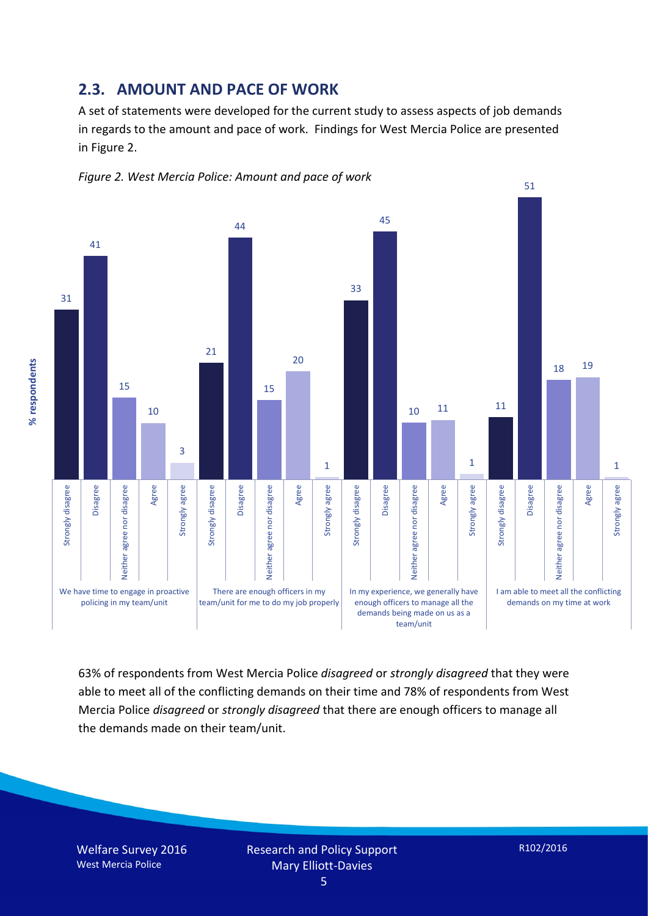## 2.3. AMOUNT AND PACE OF WORK

A set of statements were developed for the current study to assess aspects of job demands in regards to the amount and pace of work. Findings for West Mercia Police are presented in Figure 2.

*Figure 2. West Mercia Police: Amount and pace of work*

| % respondents | Strongly disagree | Disagree | Neither agree nor disagree | Agree | Strongly agree |
|---|---|---|---|---|---|
| We have time to engage in proactive policing in my team/unit | 31 | 41 | 15 | 10 | 3 |
| There are enough officers in my team/unit for me to do my job properly | 21 | 44 | 15 | 20 | 1 |
| In my experience, we generally have enough officers to manage all the demands being made on us as a team/unit | 33 | 45 | 10 | 11 | 1 |
| I am able to meet all the conflicting demands on my time at work | 11 | 51 | 18 | 19 | 1 |

63% of respondents from West Mercia Police *disagreed* or *strongly disagreed* that they were able to meet all of the conflicting demands on their time and 78% of respondents from West Mercia Police *disagreed* or *strongly disagreed* that there are enough officers to manage all the demands made on their team/unit.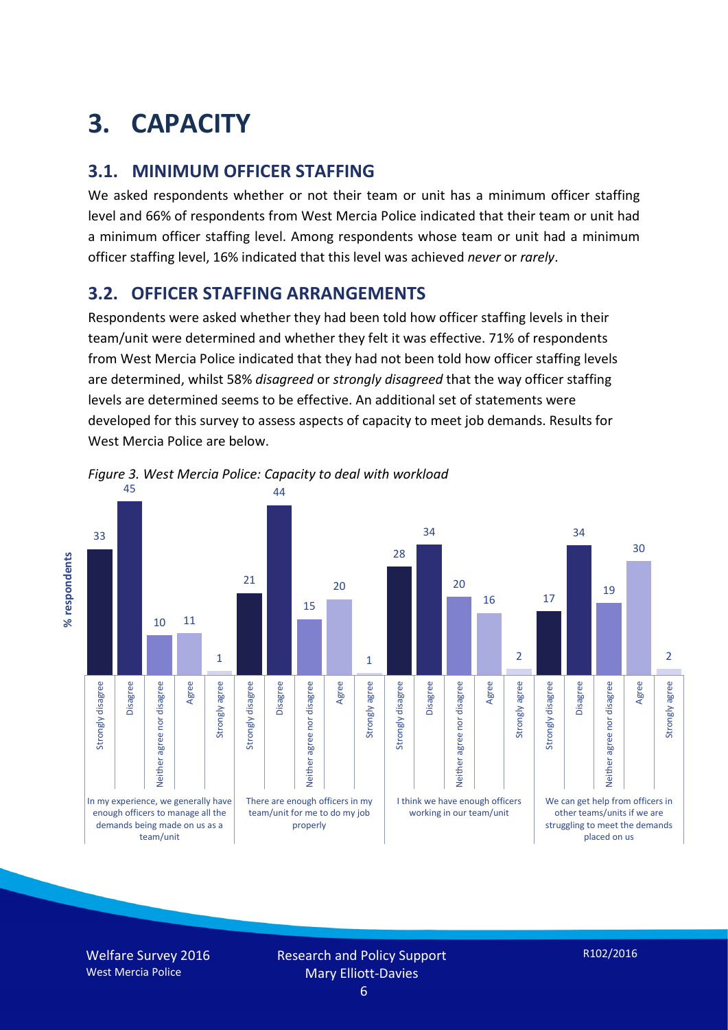# 3. CAPACITY

## 3.1. MINIMUM OFFICER STAFFING

We asked respondents whether or not their team or unit has a minimum officer staffing level and 66% of respondents from West Mercia Police indicated that their team or unit had a minimum officer staffing level. Among respondents whose team or unit had a minimum officer staffing level, 16% indicated that this level was achieved *never* or *rarely*.

## 3.2. OFFICER STAFFING ARRANGEMENTS

Respondents were asked whether they had been told how officer staffing levels in their team/unit were determined and whether they felt it was effective. 71% of respondents from West Mercia Police indicated that they had not been told how officer staffing levels are determined, whilst 58% *disagreed* or *strongly disagreed* that the way officer staffing levels are determined seems to be effective. An additional set of statements were developed for this survey to assess aspects of capacity to meet job demands. Results for West Mercia Police are below.

*Figure 3. West Mercia Police: Capacity to deal with workload*

| % respondents | Strongly disagree | Disagree | Neither agree nor disagree | Agree | Strongly agree |
|---|---|---|---|---|---|
| In my experience, we generally have enough officers to manage all the demands being made on us as a team/unit | 33 | 45 | 10 | 11 | 1 |
| There are enough officers in my team/unit for me to do my job properly | 21 | 44 | 15 | 20 | 1 |
| I think we have enough officers working in our team/unit | 28 | 34 | 20 | 16 | 2 |
| We can get help from officers in other teams/units if we are struggling to meet the demands placed on us | 17 | 34 | 19 | 30 | 2 |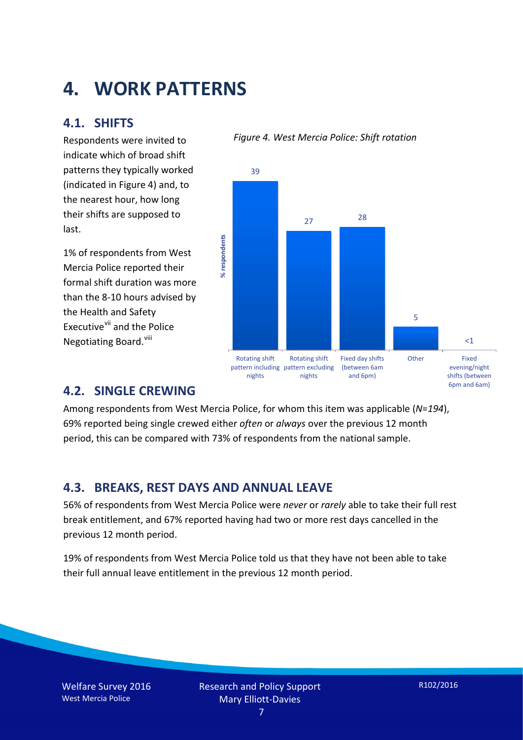# 4. WORK PATTERNS

## 4.1. SHIFTS

Respondents were invited to indicate which of broad shift patterns they typically worked (indicated in Figure 4) and, to the nearest hour, how long their shifts are supposed to last.

1% of respondents from West Mercia Police reported their formal shift duration was more than the 8-10 hours advised by the Health and Safety Executive[vii] and the Police Negotiating Board.[viii]

*Figure 4. West Mercia Police: Shift rotation*

| Shift pattern | % respondents |
|---|---|
| Rotating shift pattern including nights | 39 |
| Rotating shift pattern excluding nights | 27 |
| Fixed day shifts (between 6am and 6pm) | 28 |
| Other | 5 |
| Fixed evening/night shifts (between 6pm and 6am) | <1 |

## 4.2. SINGLE CREWING

Among respondents from West Mercia Police, for whom this item was applicable (*N=194*), 69% reported being single crewed either *often* or *always* over the previous 12 month period, this can be compared with 73% of respondents from the national sample.

## 4.3. BREAKS, REST DAYS AND ANNUAL LEAVE

56% of respondents from West Mercia Police were *never* or *rarely* able to take their full rest break entitlement, and 67% reported having had two or more rest days cancelled in the previous 12 month period.

19% of respondents from West Mercia Police told us that they have not been able to take their full annual leave entitlement in the previous 12 month period.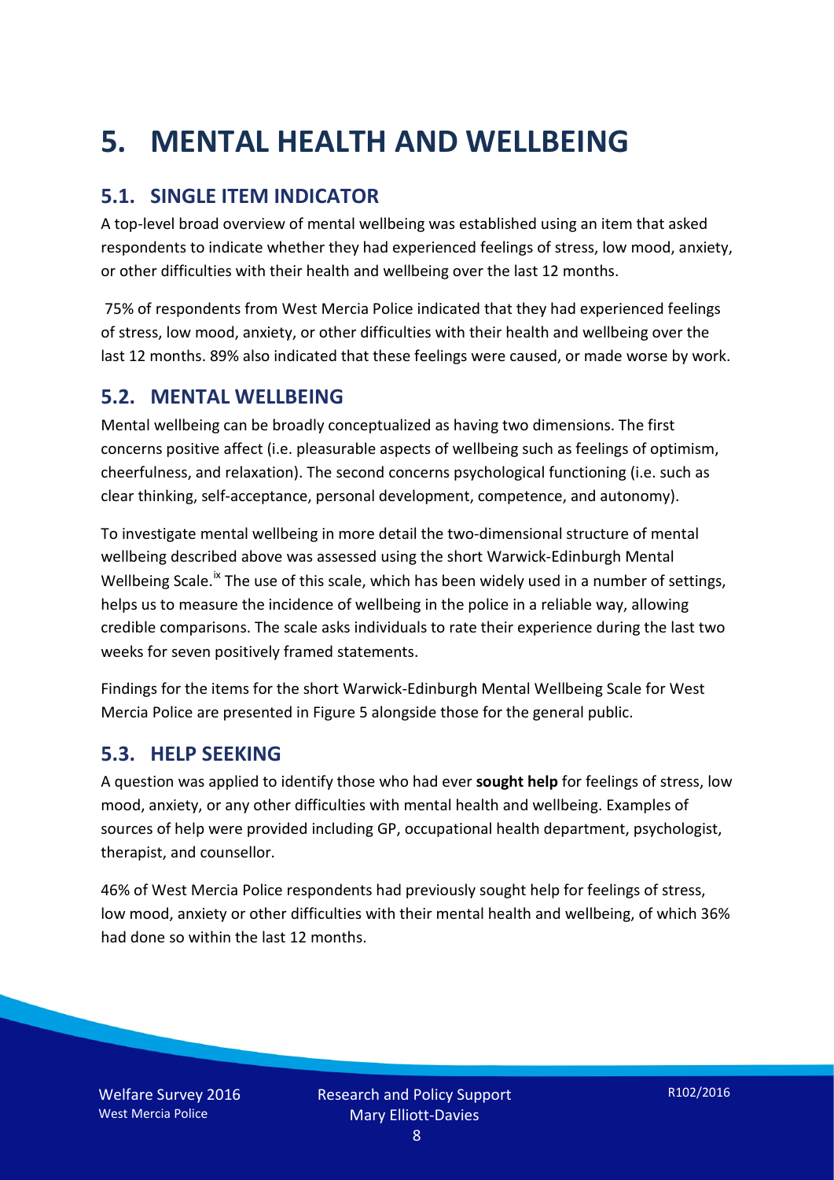# 5. MENTAL HEALTH AND WELLBEING

## 5.1. SINGLE ITEM INDICATOR

A top-level broad overview of mental wellbeing was established using an item that asked respondents to indicate whether they had experienced feelings of stress, low mood, anxiety, or other difficulties with their health and wellbeing over the last 12 months.

75% of respondents from West Mercia Police indicated that they had experienced feelings of stress, low mood, anxiety, or other difficulties with their health and wellbeing over the last 12 months. 89% also indicated that these feelings were caused, or made worse by work.

## 5.2. MENTAL WELLBEING

Mental wellbeing can be broadly conceptualized as having two dimensions. The first concerns positive affect (i.e. pleasurable aspects of wellbeing such as feelings of optimism, cheerfulness, and relaxation). The second concerns psychological functioning (i.e. such as clear thinking, self-acceptance, personal development, competence, and autonomy).

To investigate mental wellbeing in more detail the two-dimensional structure of mental wellbeing described above was assessed using the short Warwick-Edinburgh Mental Wellbeing Scale.[ix] The use of this scale, which has been widely used in a number of settings, helps us to measure the incidence of wellbeing in the police in a reliable way, allowing credible comparisons. The scale asks individuals to rate their experience during the last two weeks for seven positively framed statements.

Findings for the items for the short Warwick-Edinburgh Mental Wellbeing Scale for West Mercia Police are presented in Figure 5 alongside those for the general public.

## 5.3. HELP SEEKING

A question was applied to identify those who had ever **sought help** for feelings of stress, low mood, anxiety, or any other difficulties with mental health and wellbeing. Examples of sources of help were provided including GP, occupational health department, psychologist, therapist, and counsellor.

46% of West Mercia Police respondents had previously sought help for feelings of stress, low mood, anxiety or other difficulties with their mental health and wellbeing, of which 36% had done so within the last 12 months.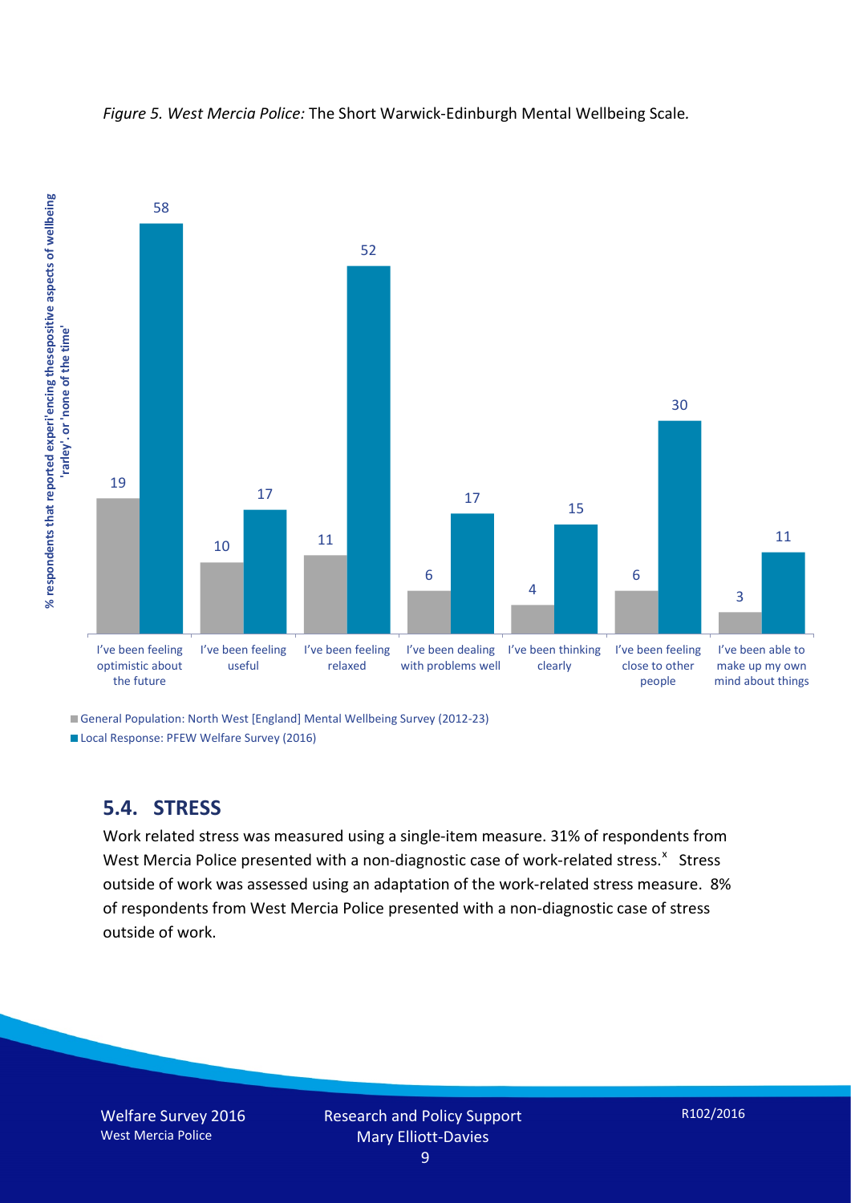*Figure 5. West Mercia Police:* The Short Warwick-Edinburgh Mental Wellbeing Scale.

| | General Population: North West [England] Mental Wellbeing Survey (2012-23) | Local Response: PFEW Welfare Survey (2016) |
|---|---|---|
| I've been feeling optimistic about the future | 19 | 58 |
| I've been feeling useful | 10 | 17 |
| I've been feeling relaxed | 11 | 52 |
| I've been dealing with problems well | 6 | 17 |
| I've been thinking clearly | 4 | 15 |
| I've been feeling close to other people | 6 | 30 |
| I've been able to make up my own mind about things | 3 | 11 |

Y-axis: % respondents that reported experi'encing thesepositive aspects of wellbeing 'rarley'. or 'none of the time'

## 5.4. STRESS

Work related stress was measured using a single-item measure. 31% of respondents from West Mercia Police presented with a non-diagnostic case of work-related stress.[x] Stress outside of work was assessed using an adaptation of the work-related stress measure. 8% of respondents from West Mercia Police presented with a non-diagnostic case of stress outside of work.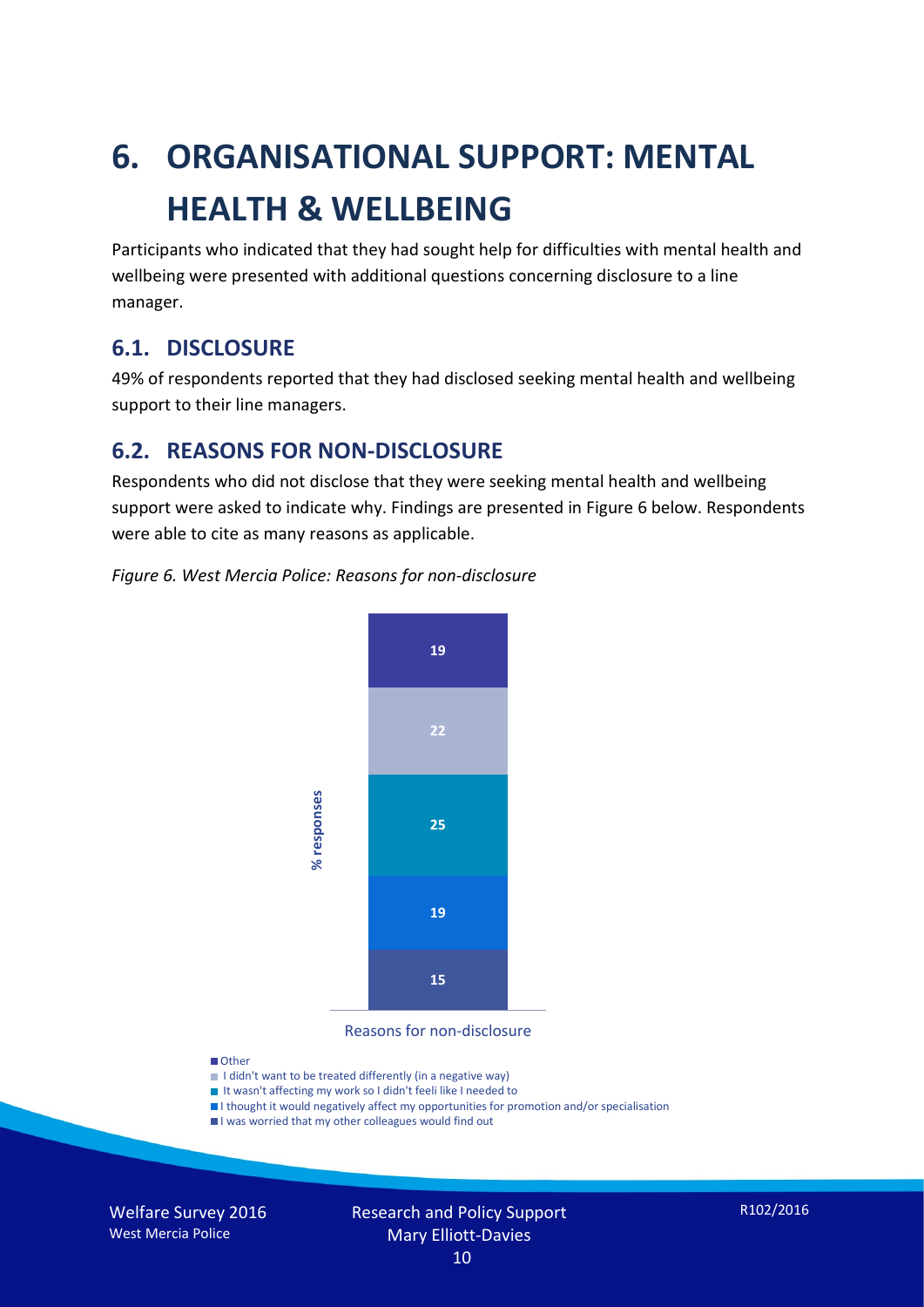# 6. ORGANISATIONAL SUPPORT: MENTAL HEALTH & WELLBEING

Participants who indicated that they had sought help for difficulties with mental health and wellbeing were presented with additional questions concerning disclosure to a line manager.

## 6.1. DISCLOSURE

49% of respondents reported that they had disclosed seeking mental health and wellbeing support to their line managers.

## 6.2. REASONS FOR NON-DISCLOSURE

Respondents who did not disclose that they were seeking mental health and wellbeing support were asked to indicate why. Findings are presented in Figure 6 below. Respondents were able to cite as many reasons as applicable.

*Figure 6. West Mercia Police: Reasons for non-disclosure*

| Reasons for non-disclosure | % responses |
|---|---|
| Other | 19 |
| I didn't want to be treated differently (in a negative way) | 22 |
| It wasn't affecting my work so I didn't feeli like I needed to | 25 |
| I thought it would negatively affect my opportunities for promotion and/or specialisation | 19 |
| I was worried that my other colleagues would find out | 15 |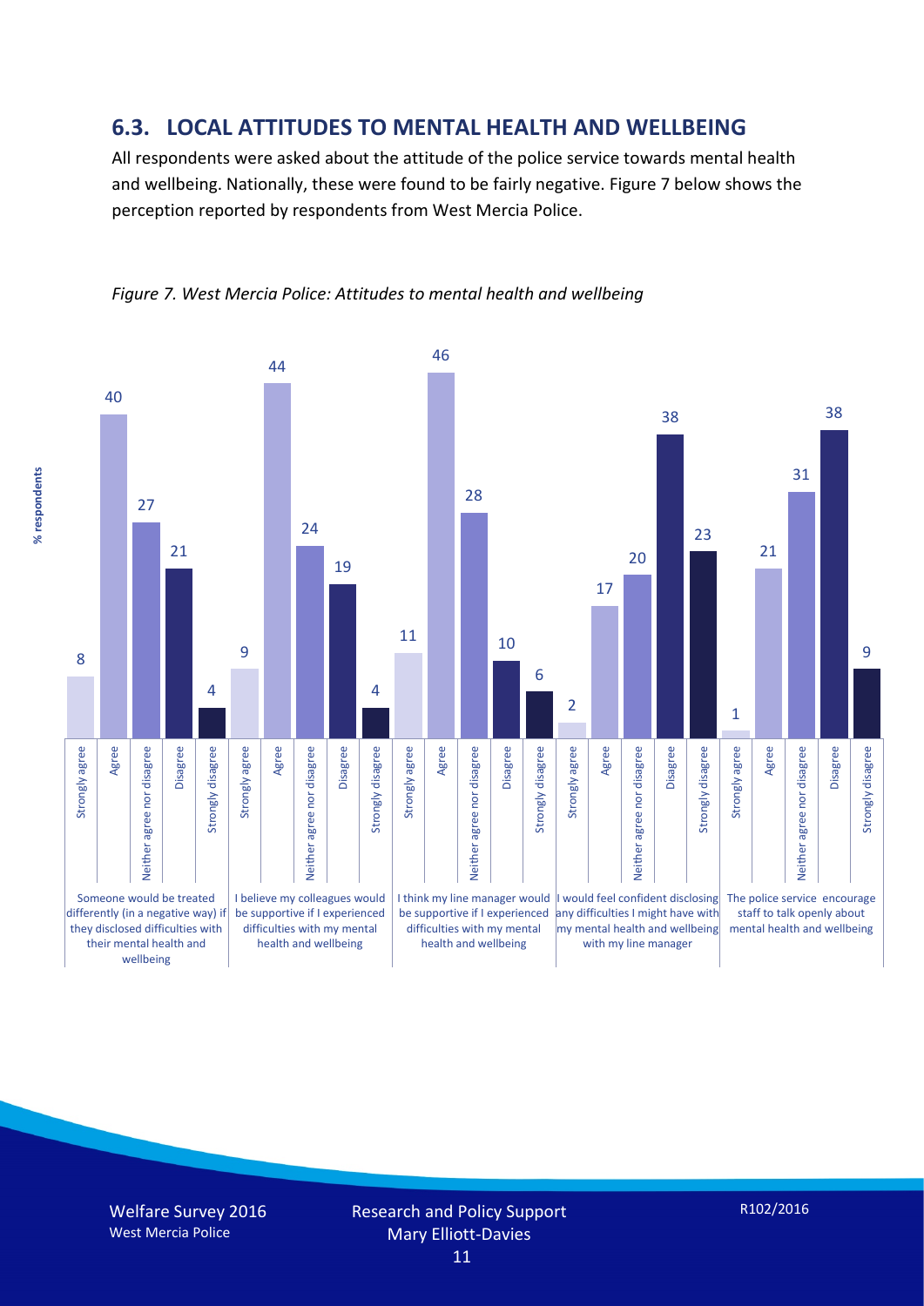## 6.3. LOCAL ATTITUDES TO MENTAL HEALTH AND WELLBEING

All respondents were asked about the attitude of the police service towards mental health and wellbeing. Nationally, these were found to be fairly negative. Figure 7 below shows the perception reported by respondents from West Mercia Police.

*Figure 7. West Mercia Police: Attitudes to mental health and wellbeing*

| % respondents | Strongly agree | Agree | Neither agree nor disagree | Disagree | Strongly disagree |
|---|---|---|---|---|---|
| Someone would be treated differently (in a negative way) if they disclosed difficulties with their mental health and wellbeing | 8 | 40 | 27 | 21 | 4 |
| I believe my colleagues would be supportive if I experienced difficulties with my mental health and wellbeing | 9 | 44 | 24 | 19 | 4 |
| I think my line manager would be supportive if I experienced difficulties with my mental health and wellbeing | 11 | 46 | 28 | 10 | 6 |
| I would feel confident disclosing any difficulties I might have with my mental health and wellbeing with my line manager | 2 | 17 | 20 | 38 | 23 |
| The police service encourage staff to talk openly about mental health and wellbeing | 1 | 21 | 31 | 38 | 9 |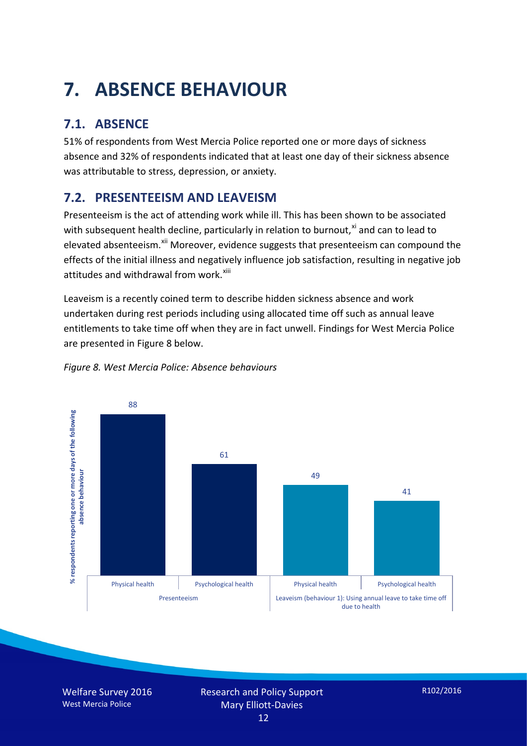# 7. ABSENCE BEHAVIOUR

## 7.1. ABSENCE

51% of respondents from West Mercia Police reported one or more days of sickness absence and 32% of respondents indicated that at least one day of their sickness absence was attributable to stress, depression, or anxiety.

## 7.2. PRESENTEEISM AND LEAVEISM

Presenteeism is the act of attending work while ill. This has been shown to be associated with subsequent health decline, particularly in relation to burnout,[xi] and can to lead to elevated absenteeism.[xii] Moreover, evidence suggests that presenteeism can compound the effects of the initial illness and negatively influence job satisfaction, resulting in negative job attitudes and withdrawal from work.[xiii]

Leaveism is a recently coined term to describe hidden sickness absence and work undertaken during rest periods including using allocated time off such as annual leave entitlements to take time off when they are in fact unwell. Findings for West Mercia Police are presented in Figure 8 below.

*Figure 8. West Mercia Police: Absence behaviours*

| | | % respondents reporting one or more days of the following absence behaviour |
|---|---|---|
| Presenteeism | Physical health | 88 |
| | Psychological health | 61 |
| Leaveism (behaviour 1): Using annual leave to take time off due to health | Physical health | 49 |
| | Psychological health | 41 |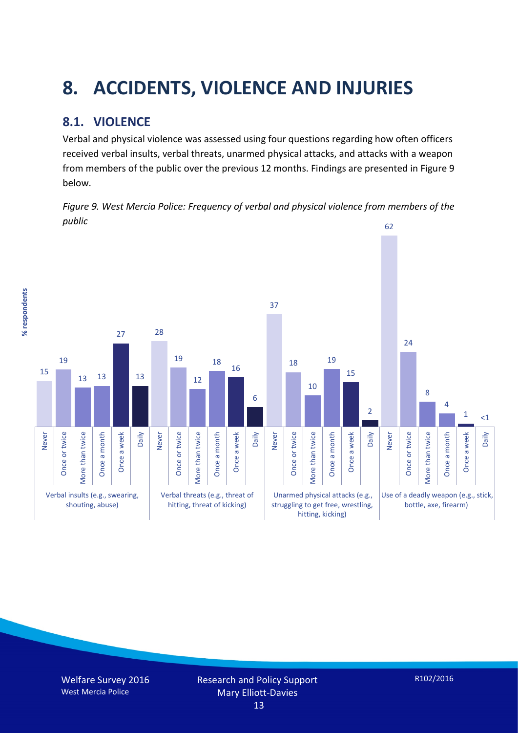# 8. ACCIDENTS, VIOLENCE AND INJURIES

## 8.1. VIOLENCE

Verbal and physical violence was assessed using four questions regarding how often officers received verbal insults, verbal threats, unarmed physical attacks, and attacks with a weapon from members of the public over the previous 12 months. Findings are presented in Figure 9 below.

*Figure 9. West Mercia Police: Frequency of verbal and physical violence from members of the public*

| % respondents | Never | Once or twice | More than twice | Once a month | Once a week | Daily |
|---|---|---|---|---|---|---|
| Verbal insults (e.g., swearing, shouting, abuse) | 15 | 19 | 13 | 13 | 27 | 13 |
| Verbal threats (e.g., threat of hitting, threat of kicking) | 28 | 19 | 12 | 18 | 16 | 6 |
| Unarmed physical attacks (e.g., struggling to get free, wrestling, hitting, kicking) | 37 | 18 | 10 | 19 | 15 | 2 |
| Use of a deadly weapon (e.g., stick, bottle, axe, firearm) | 62 | 24 | 8 | 4 | 1 | <1 |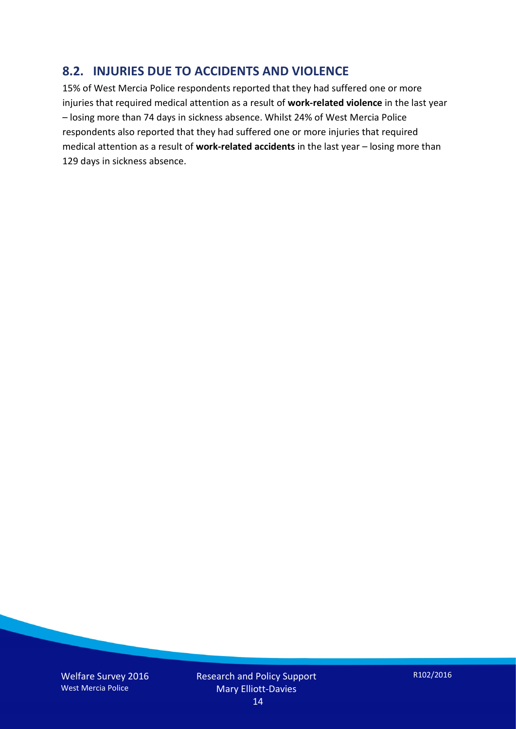## 8.2. INJURIES DUE TO ACCIDENTS AND VIOLENCE

15% of West Mercia Police respondents reported that they had suffered one or more injuries that required medical attention as a result of **work-related violence** in the last year – losing more than 74 days in sickness absence. Whilst 24% of West Mercia Police respondents also reported that they had suffered one or more injuries that required medical attention as a result of **work-related accidents** in the last year – losing more than 129 days in sickness absence.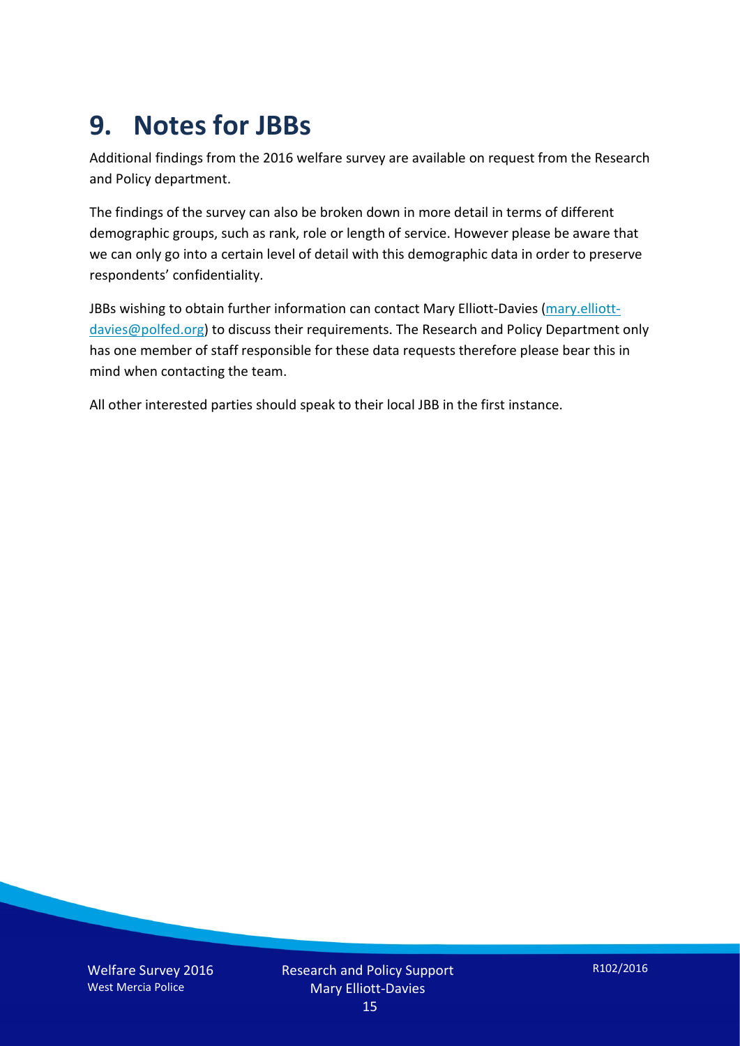# 9. Notes for JBBs

Additional findings from the 2016 welfare survey are available on request from the Research and Policy department.

The findings of the survey can also be broken down in more detail in terms of different demographic groups, such as rank, role or length of service. However please be aware that we can only go into a certain level of detail with this demographic data in order to preserve respondents' confidentiality.

JBBs wishing to obtain further information can contact Mary Elliott-Davies (mary.elliott-davies@polfed.org) to discuss their requirements. The Research and Policy Department only has one member of staff responsible for these data requests therefore please bear this in mind when contacting the team.

All other interested parties should speak to their local JBB in the first instance.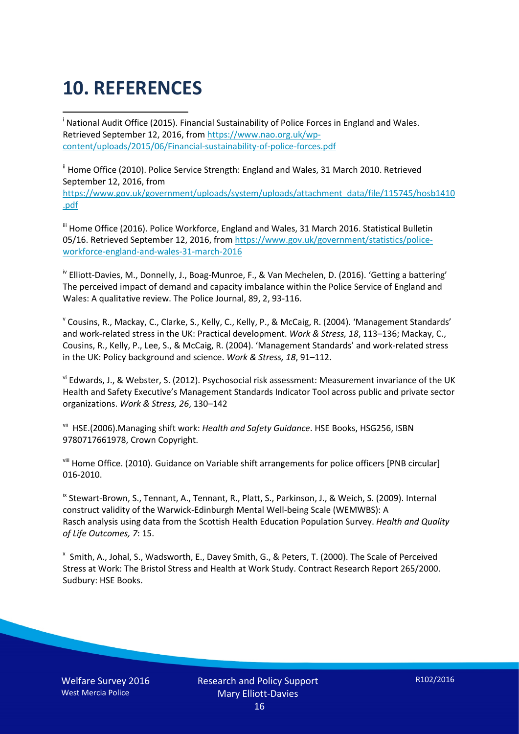# 10. REFERENCES

[i] National Audit Office (2015). Financial Sustainability of Police Forces in England and Wales. Retrieved September 12, 2016, from https://www.nao.org.uk/wp-content/uploads/2015/06/Financial-sustainability-of-police-forces.pdf

[ii] Home Office (2010). Police Service Strength: England and Wales, 31 March 2010. Retrieved September 12, 2016, from https://www.gov.uk/government/uploads/system/uploads/attachment_data/file/115745/hosb1410.pdf

[iii] Home Office (2016). Police Workforce, England and Wales, 31 March 2016. Statistical Bulletin 05/16. Retrieved September 12, 2016, from https://www.gov.uk/government/statistics/police-workforce-england-and-wales-31-march-2016

[iv] Elliott-Davies, M., Donnelly, J., Boag-Munroe, F., & Van Mechelen, D. (2016). 'Getting a battering' The perceived impact of demand and capacity imbalance within the Police Service of England and Wales: A qualitative review. The Police Journal, 89, 2, 93-116.

[v] Cousins, R., Mackay, C., Clarke, S., Kelly, C., Kelly, P., & McCaig, R. (2004). 'Management Standards' and work-related stress in the UK: Practical development. *Work & Stress, 18*, 113–136; Mackay, C., Cousins, R., Kelly, P., Lee, S., & McCaig, R. (2004). 'Management Standards' and work-related stress in the UK: Policy background and science. *Work & Stress, 18*, 91–112.

[vi] Edwards, J., & Webster, S. (2012). Psychosocial risk assessment: Measurement invariance of the UK Health and Safety Executive's Management Standards Indicator Tool across public and private sector organizations. *Work & Stress, 26*, 130–142

[vii] HSE.(2006).Managing shift work: *Health and Safety Guidance*. HSE Books, HSG256, ISBN 9780717661978, Crown Copyright.

[viii] Home Office. (2010). Guidance on Variable shift arrangements for police officers [PNB circular] 016-2010.

[ix] Stewart-Brown, S., Tennant, A., Tennant, R., Platt, S., Parkinson, J., & Weich, S. (2009). Internal construct validity of the Warwick-Edinburgh Mental Well-being Scale (WEMWBS): A Rasch analysis using data from the Scottish Health Education Population Survey. *Health and Quality of Life Outcomes, 7*: 15.

[x] Smith, A., Johal, S., Wadsworth, E., Davey Smith, G., & Peters, T. (2000). The Scale of Perceived Stress at Work: The Bristol Stress and Health at Work Study. Contract Research Report 265/2000. Sudbury: HSE Books.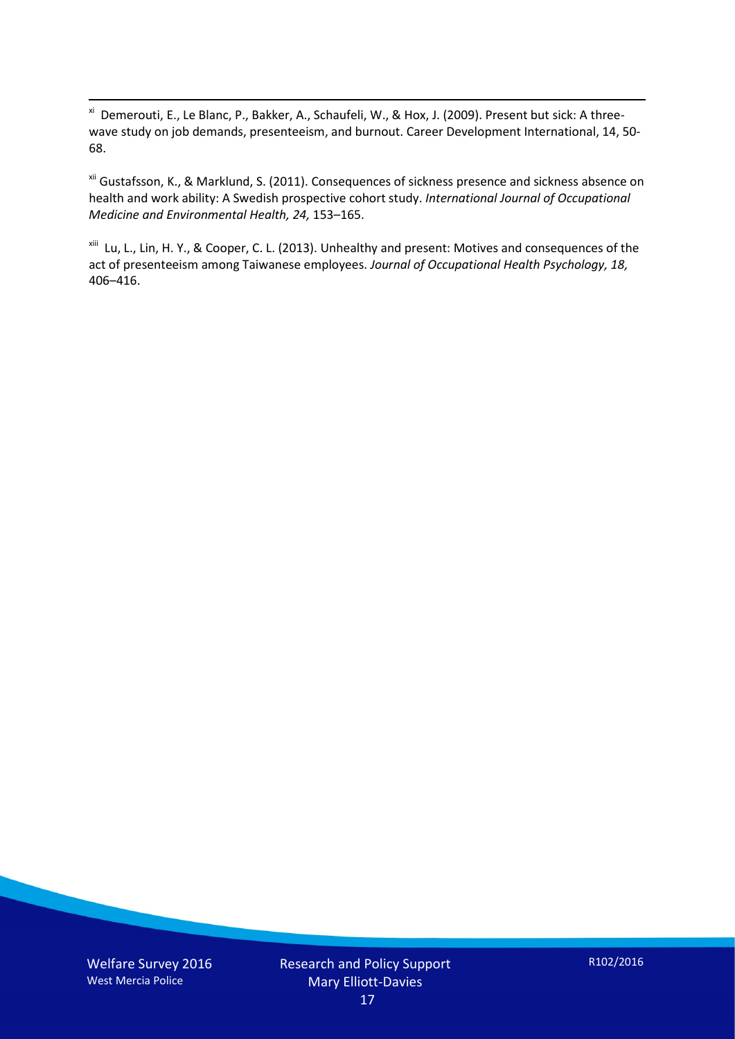[xi] Demerouti, E., Le Blanc, P., Bakker, A., Schaufeli, W., & Hox, J. (2009). Present but sick: A three-wave study on job demands, presenteeism, and burnout. Career Development International, 14, 50-68.

[xii] Gustafsson, K., & Marklund, S. (2011). Consequences of sickness presence and sickness absence on health and work ability: A Swedish prospective cohort study. *International Journal of Occupational Medicine and Environmental Health, 24,* 153–165.

[xiii] Lu, L., Lin, H. Y., & Cooper, C. L. (2013). Unhealthy and present: Motives and consequences of the act of presenteeism among Taiwanese employees. *Journal of Occupational Health Psychology, 18,* 406–416.